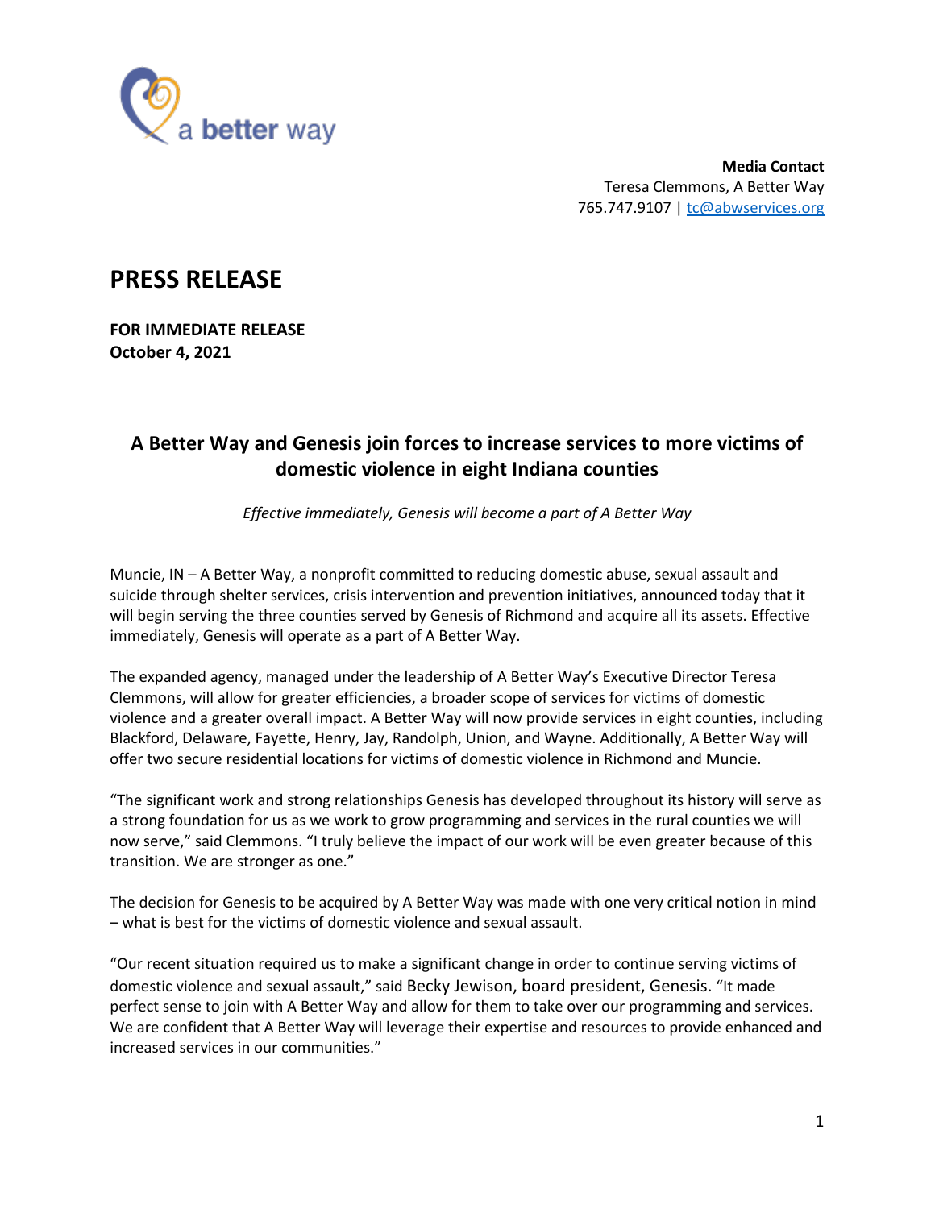a better way

**Media Contact**
Teresa Clemmons, A Better Way
765.747.9107 | tc@abwservices.org

# PRESS RELEASE

**FOR IMMEDIATE RELEASE**
**October 4, 2021**

## A Better Way and Genesis join forces to increase services to more victims of domestic violence in eight Indiana counties

*Effective immediately, Genesis will become a part of A Better Way*

Muncie, IN – A Better Way, a nonprofit committed to reducing domestic abuse, sexual assault and suicide through shelter services, crisis intervention and prevention initiatives, announced today that it will begin serving the three counties served by Genesis of Richmond and acquire all its assets. Effective immediately, Genesis will operate as a part of A Better Way.

The expanded agency, managed under the leadership of A Better Way's Executive Director Teresa Clemmons, will allow for greater efficiencies, a broader scope of services for victims of domestic violence and a greater overall impact. A Better Way will now provide services in eight counties, including Blackford, Delaware, Fayette, Henry, Jay, Randolph, Union, and Wayne. Additionally, A Better Way will offer two secure residential locations for victims of domestic violence in Richmond and Muncie.

"The significant work and strong relationships Genesis has developed throughout its history will serve as a strong foundation for us as we work to grow programming and services in the rural counties we will now serve," said Clemmons. "I truly believe the impact of our work will be even greater because of this transition. We are stronger as one."

The decision for Genesis to be acquired by A Better Way was made with one very critical notion in mind – what is best for the victims of domestic violence and sexual assault.

"Our recent situation required us to make a significant change in order to continue serving victims of domestic violence and sexual assault," said Becky Jewison, board president, Genesis. "It made perfect sense to join with A Better Way and allow for them to take over our programming and services. We are confident that A Better Way will leverage their expertise and resources to provide enhanced and increased services in our communities."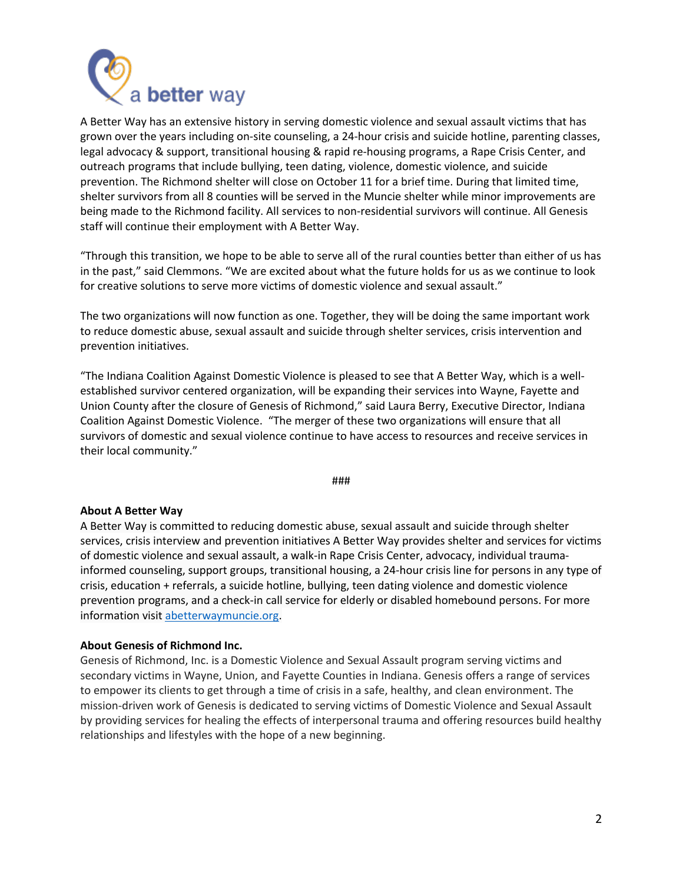a better way

A Better Way has an extensive history in serving domestic violence and sexual assault victims that has grown over the years including on-site counseling, a 24-hour crisis and suicide hotline, parenting classes, legal advocacy & support, transitional housing & rapid re-housing programs, a Rape Crisis Center, and outreach programs that include bullying, teen dating, violence, domestic violence, and suicide prevention. The Richmond shelter will close on October 11 for a brief time. During that limited time, shelter survivors from all 8 counties will be served in the Muncie shelter while minor improvements are being made to the Richmond facility. All services to non-residential survivors will continue. All Genesis staff will continue their employment with A Better Way.

"Through this transition, we hope to be able to serve all of the rural counties better than either of us has in the past," said Clemmons. "We are excited about what the future holds for us as we continue to look for creative solutions to serve more victims of domestic violence and sexual assault."

The two organizations will now function as one. Together, they will be doing the same important work to reduce domestic abuse, sexual assault and suicide through shelter services, crisis intervention and prevention initiatives.

"The Indiana Coalition Against Domestic Violence is pleased to see that A Better Way, which is a well-established survivor centered organization, will be expanding their services into Wayne, Fayette and Union County after the closure of Genesis of Richmond," said Laura Berry, Executive Director, Indiana Coalition Against Domestic Violence. "The merger of these two organizations will ensure that all survivors of domestic and sexual violence continue to have access to resources and receive services in their local community."

###

**About A Better Way**
A Better Way is committed to reducing domestic abuse, sexual assault and suicide through shelter services, crisis interview and prevention initiatives A Better Way provides shelter and services for victims of domestic violence and sexual assault, a walk-in Rape Crisis Center, advocacy, individual trauma-informed counseling, support groups, transitional housing, a 24-hour crisis line for persons in any type of crisis, education + referrals, a suicide hotline, bullying, teen dating violence and domestic violence prevention programs, and a check-in call service for elderly or disabled homebound persons. For more information visit abetterwaymuncie.org.

**About Genesis of Richmond Inc.**
Genesis of Richmond, Inc. is a Domestic Violence and Sexual Assault program serving victims and secondary victims in Wayne, Union, and Fayette Counties in Indiana. Genesis offers a range of services to empower its clients to get through a time of crisis in a safe, healthy, and clean environment. The mission-driven work of Genesis is dedicated to serving victims of Domestic Violence and Sexual Assault by providing services for healing the effects of interpersonal trauma and offering resources build healthy relationships and lifestyles with the hope of a new beginning.